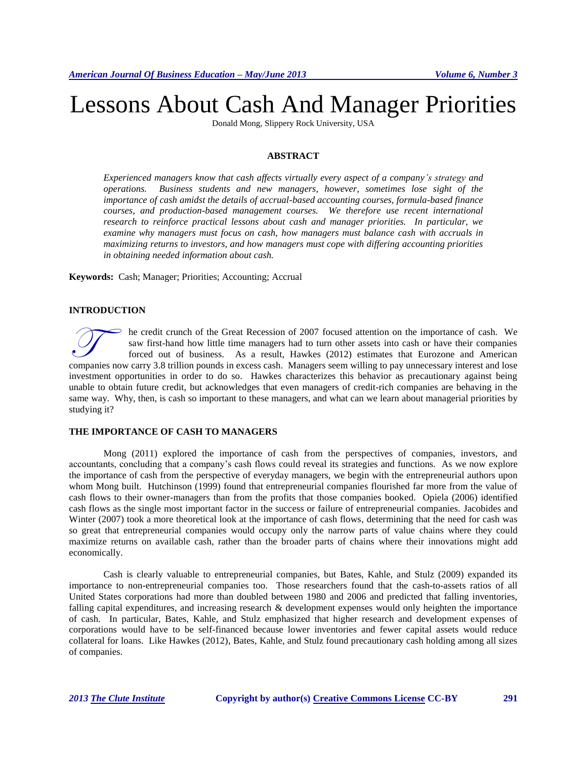# Lessons About Cash And Manager Priorities

Donald Mong, Slippery Rock University, USA

## ABSTRACT

*Experienced managers know that cash affects virtually every aspect of a company's strategy and operations. Business students and new managers, however, sometimes lose sight of the importance of cash amidst the details of accrual-based accounting courses, formula-based finance courses, and production-based management courses. We therefore use recent international research to reinforce practical lessons about cash and manager priorities. In particular, we examine why managers must focus on cash, how managers must balance cash with accruals in maximizing returns to investors, and how managers must cope with differing accounting priorities in obtaining needed information about cash.*

**Keywords:** Cash; Manager; Priorities; Accounting; Accrual

## INTRODUCTION

The credit crunch of the Great Recession of 2007 focused attention on the importance of cash. We saw first-hand how little time managers had to turn other assets into cash or have their companies forced out of business. As a result, Hawkes (2012) estimates that Eurozone and American companies now carry 3.8 trillion pounds in excess cash. Managers seem willing to pay unnecessary interest and lose investment opportunities in order to do so. Hawkes characterizes this behavior as precautionary against being unable to obtain future credit, but acknowledges that even managers of credit-rich companies are behaving in the same way. Why, then, is cash so important to these managers, and what can we learn about managerial priorities by studying it?

## THE IMPORTANCE OF CASH TO MANAGERS

Mong (2011) explored the importance of cash from the perspectives of companies, investors, and accountants, concluding that a company's cash flows could reveal its strategies and functions. As we now explore the importance of cash from the perspective of everyday managers, we begin with the entrepreneurial authors upon whom Mong built. Hutchinson (1999) found that entrepreneurial companies flourished far more from the value of cash flows to their owner-managers than from the profits that those companies booked. Opiela (2006) identified cash flows as the single most important factor in the success or failure of entrepreneurial companies. Jacobides and Winter (2007) took a more theoretical look at the importance of cash flows, determining that the need for cash was so great that entrepreneurial companies would occupy only the narrow parts of value chains where they could maximize returns on available cash, rather than the broader parts of chains where their innovations might add economically.

Cash is clearly valuable to entrepreneurial companies, but Bates, Kahle, and Stulz (2009) expanded its importance to non-entrepreneurial companies too. Those researchers found that the cash-to-assets ratios of all United States corporations had more than doubled between 1980 and 2006 and predicted that falling inventories, falling capital expenditures, and increasing research & development expenses would only heighten the importance of cash. In particular, Bates, Kahle, and Stulz emphasized that higher research and development expenses of corporations would have to be self-financed because lower inventories and fewer capital assets would reduce collateral for loans. Like Hawkes (2012), Bates, Kahle, and Stulz found precautionary cash holding among all sizes of companies.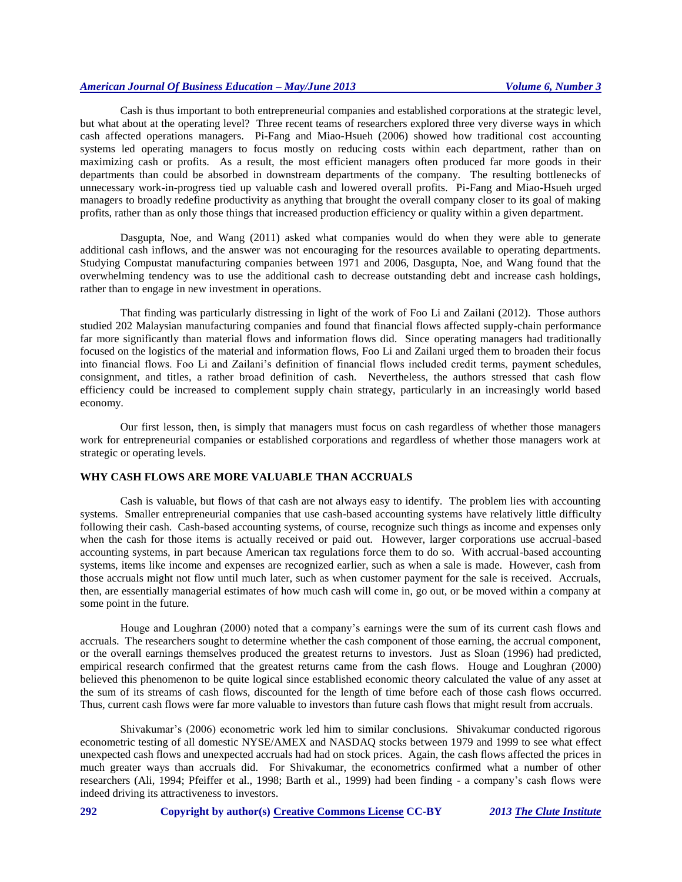Cash is thus important to both entrepreneurial companies and established corporations at the strategic level, but what about at the operating level? Three recent teams of researchers explored three very diverse ways in which cash affected operations managers. Pi-Fang and Miao-Hsueh (2006) showed how traditional cost accounting systems led operating managers to focus mostly on reducing costs within each department, rather than on maximizing cash or profits. As a result, the most efficient managers often produced far more goods in their departments than could be absorbed in downstream departments of the company. The resulting bottlenecks of unnecessary work-in-progress tied up valuable cash and lowered overall profits. Pi-Fang and Miao-Hsueh urged managers to broadly redefine productivity as anything that brought the overall company closer to its goal of making profits, rather than as only those things that increased production efficiency or quality within a given department.

Dasgupta, Noe, and Wang (2011) asked what companies would do when they were able to generate additional cash inflows, and the answer was not encouraging for the resources available to operating departments. Studying Compustat manufacturing companies between 1971 and 2006, Dasgupta, Noe, and Wang found that the overwhelming tendency was to use the additional cash to decrease outstanding debt and increase cash holdings, rather than to engage in new investment in operations.

That finding was particularly distressing in light of the work of Foo Li and Zailani (2012). Those authors studied 202 Malaysian manufacturing companies and found that financial flows affected supply-chain performance far more significantly than material flows and information flows did. Since operating managers had traditionally focused on the logistics of the material and information flows, Foo Li and Zailani urged them to broaden their focus into financial flows. Foo Li and Zailani's definition of financial flows included credit terms, payment schedules, consignment, and titles, a rather broad definition of cash. Nevertheless, the authors stressed that cash flow efficiency could be increased to complement supply chain strategy, particularly in an increasingly world based economy.

Our first lesson, then, is simply that managers must focus on cash regardless of whether those managers work for entrepreneurial companies or established corporations and regardless of whether those managers work at strategic or operating levels.

## WHY CASH FLOWS ARE MORE VALUABLE THAN ACCRUALS

Cash is valuable, but flows of that cash are not always easy to identify. The problem lies with accounting systems. Smaller entrepreneurial companies that use cash-based accounting systems have relatively little difficulty following their cash. Cash-based accounting systems, of course, recognize such things as income and expenses only when the cash for those items is actually received or paid out. However, larger corporations use accrual-based accounting systems, in part because American tax regulations force them to do so. With accrual-based accounting systems, items like income and expenses are recognized earlier, such as when a sale is made. However, cash from those accruals might not flow until much later, such as when customer payment for the sale is received. Accruals, then, are essentially managerial estimates of how much cash will come in, go out, or be moved within a company at some point in the future.

Houge and Loughran (2000) noted that a company's earnings were the sum of its current cash flows and accruals. The researchers sought to determine whether the cash component of those earning, the accrual component, or the overall earnings themselves produced the greatest returns to investors. Just as Sloan (1996) had predicted, empirical research confirmed that the greatest returns came from the cash flows. Houge and Loughran (2000) believed this phenomenon to be quite logical since established economic theory calculated the value of any asset at the sum of its streams of cash flows, discounted for the length of time before each of those cash flows occurred. Thus, current cash flows were far more valuable to investors than future cash flows that might result from accruals.

Shivakumar's (2006) econometric work led him to similar conclusions. Shivakumar conducted rigorous econometric testing of all domestic NYSE/AMEX and NASDAQ stocks between 1979 and 1999 to see what effect unexpected cash flows and unexpected accruals had had on stock prices. Again, the cash flows affected the prices in much greater ways than accruals did. For Shivakumar, the econometrics confirmed what a number of other researchers (Ali, 1994; Pfeiffer et al., 1998; Barth et al., 1999) had been finding - a company's cash flows were indeed driving its attractiveness to investors.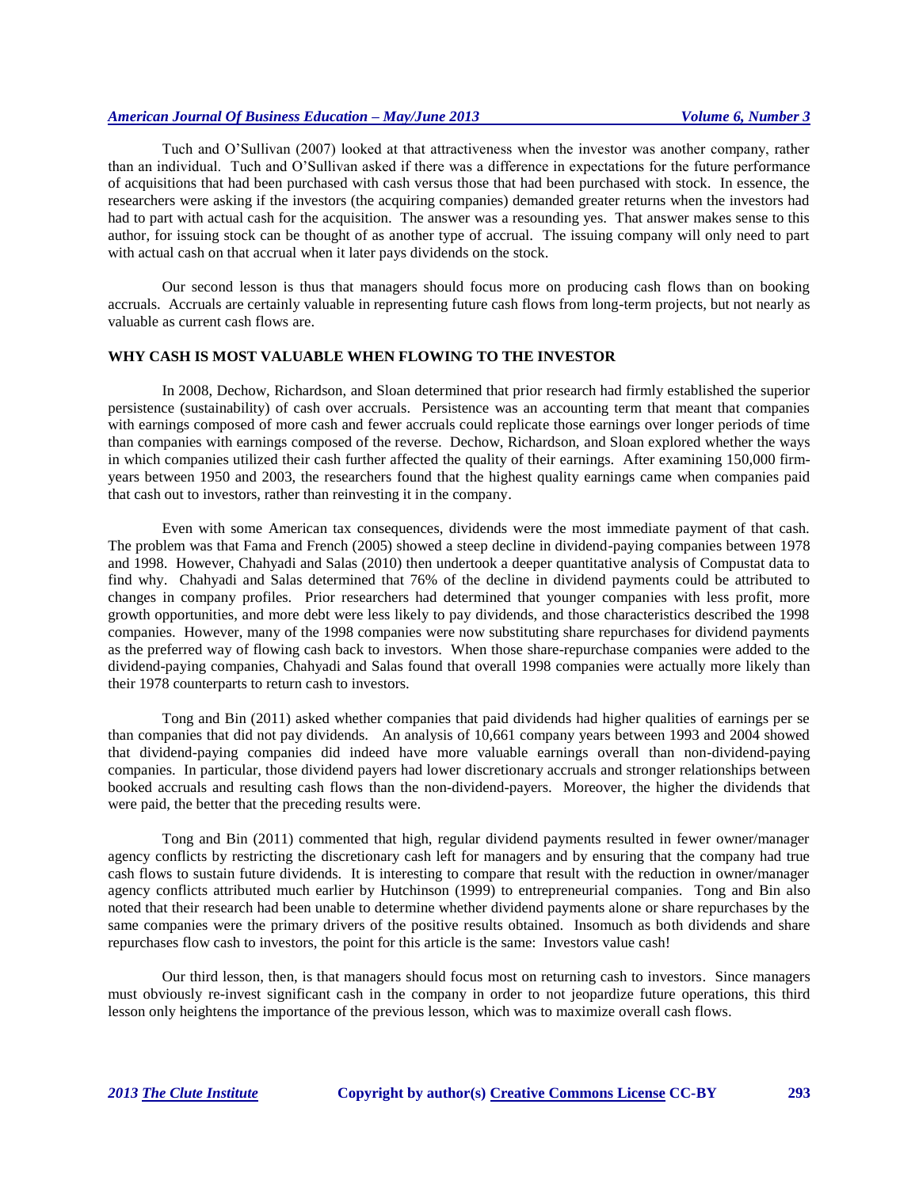Tuch and O'Sullivan (2007) looked at that attractiveness when the investor was another company, rather than an individual. Tuch and O'Sullivan asked if there was a difference in expectations for the future performance of acquisitions that had been purchased with cash versus those that had been purchased with stock. In essence, the researchers were asking if the investors (the acquiring companies) demanded greater returns when the investors had had to part with actual cash for the acquisition. The answer was a resounding yes. That answer makes sense to this author, for issuing stock can be thought of as another type of accrual. The issuing company will only need to part with actual cash on that accrual when it later pays dividends on the stock.

Our second lesson is thus that managers should focus more on producing cash flows than on booking accruals. Accruals are certainly valuable in representing future cash flows from long-term projects, but not nearly as valuable as current cash flows are.

## WHY CASH IS MOST VALUABLE WHEN FLOWING TO THE INVESTOR

In 2008, Dechow, Richardson, and Sloan determined that prior research had firmly established the superior persistence (sustainability) of cash over accruals. Persistence was an accounting term that meant that companies with earnings composed of more cash and fewer accruals could replicate those earnings over longer periods of time than companies with earnings composed of the reverse. Dechow, Richardson, and Sloan explored whether the ways in which companies utilized their cash further affected the quality of their earnings. After examining 150,000 firm-years between 1950 and 2003, the researchers found that the highest quality earnings came when companies paid that cash out to investors, rather than reinvesting it in the company.

Even with some American tax consequences, dividends were the most immediate payment of that cash. The problem was that Fama and French (2005) showed a steep decline in dividend-paying companies between 1978 and 1998. However, Chahyadi and Salas (2010) then undertook a deeper quantitative analysis of Compustat data to find why. Chahyadi and Salas determined that 76% of the decline in dividend payments could be attributed to changes in company profiles. Prior researchers had determined that younger companies with less profit, more growth opportunities, and more debt were less likely to pay dividends, and those characteristics described the 1998 companies. However, many of the 1998 companies were now substituting share repurchases for dividend payments as the preferred way of flowing cash back to investors. When those share-repurchase companies were added to the dividend-paying companies, Chahyadi and Salas found that overall 1998 companies were actually more likely than their 1978 counterparts to return cash to investors.

Tong and Bin (2011) asked whether companies that paid dividends had higher qualities of earnings per se than companies that did not pay dividends. An analysis of 10,661 company years between 1993 and 2004 showed that dividend-paying companies did indeed have more valuable earnings overall than non-dividend-paying companies. In particular, those dividend payers had lower discretionary accruals and stronger relationships between booked accruals and resulting cash flows than the non-dividend-payers. Moreover, the higher the dividends that were paid, the better that the preceding results were.

Tong and Bin (2011) commented that high, regular dividend payments resulted in fewer owner/manager agency conflicts by restricting the discretionary cash left for managers and by ensuring that the company had true cash flows to sustain future dividends. It is interesting to compare that result with the reduction in owner/manager agency conflicts attributed much earlier by Hutchinson (1999) to entrepreneurial companies. Tong and Bin also noted that their research had been unable to determine whether dividend payments alone or share repurchases by the same companies were the primary drivers of the positive results obtained. Insomuch as both dividends and share repurchases flow cash to investors, the point for this article is the same: Investors value cash!

Our third lesson, then, is that managers should focus most on returning cash to investors. Since managers must obviously re-invest significant cash in the company in order to not jeopardize future operations, this third lesson only heightens the importance of the previous lesson, which was to maximize overall cash flows.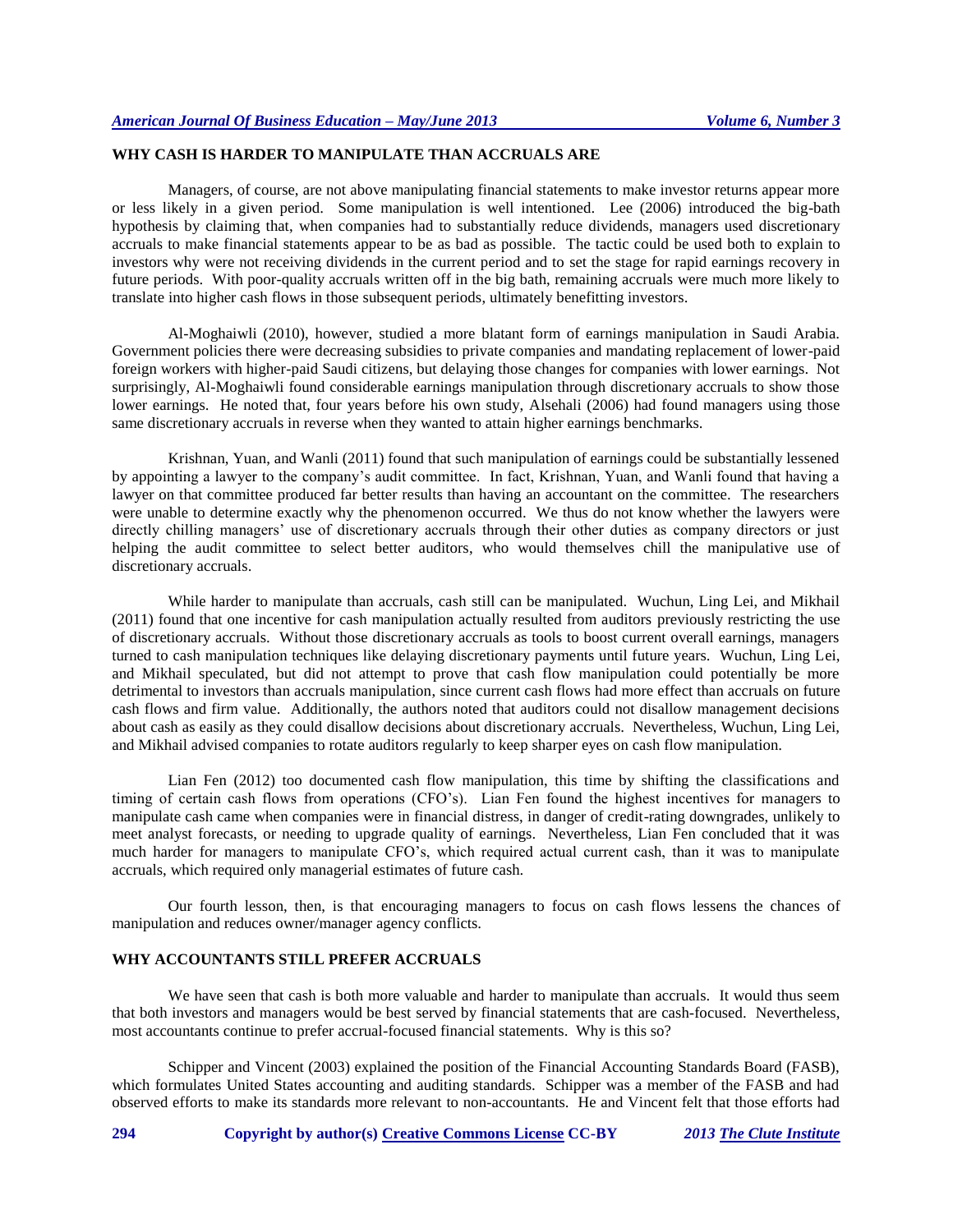## WHY CASH IS HARDER TO MANIPULATE THAN ACCRUALS ARE

Managers, of course, are not above manipulating financial statements to make investor returns appear more or less likely in a given period. Some manipulation is well intentioned. Lee (2006) introduced the big-bath hypothesis by claiming that, when companies had to substantially reduce dividends, managers used discretionary accruals to make financial statements appear to be as bad as possible. The tactic could be used both to explain to investors why were not receiving dividends in the current period and to set the stage for rapid earnings recovery in future periods. With poor-quality accruals written off in the big bath, remaining accruals were much more likely to translate into higher cash flows in those subsequent periods, ultimately benefitting investors.

Al-Moghaiwli (2010), however, studied a more blatant form of earnings manipulation in Saudi Arabia. Government policies there were decreasing subsidies to private companies and mandating replacement of lower-paid foreign workers with higher-paid Saudi citizens, but delaying those changes for companies with lower earnings. Not surprisingly, Al-Moghaiwli found considerable earnings manipulation through discretionary accruals to show those lower earnings. He noted that, four years before his own study, Alsehali (2006) had found managers using those same discretionary accruals in reverse when they wanted to attain higher earnings benchmarks.

Krishnan, Yuan, and Wanli (2011) found that such manipulation of earnings could be substantially lessened by appointing a lawyer to the company's audit committee. In fact, Krishnan, Yuan, and Wanli found that having a lawyer on that committee produced far better results than having an accountant on the committee. The researchers were unable to determine exactly why the phenomenon occurred. We thus do not know whether the lawyers were directly chilling managers' use of discretionary accruals through their other duties as company directors or just helping the audit committee to select better auditors, who would themselves chill the manipulative use of discretionary accruals.

While harder to manipulate than accruals, cash still can be manipulated. Wuchun, Ling Lei, and Mikhail (2011) found that one incentive for cash manipulation actually resulted from auditors previously restricting the use of discretionary accruals. Without those discretionary accruals as tools to boost current overall earnings, managers turned to cash manipulation techniques like delaying discretionary payments until future years. Wuchun, Ling Lei, and Mikhail speculated, but did not attempt to prove that cash flow manipulation could potentially be more detrimental to investors than accruals manipulation, since current cash flows had more effect than accruals on future cash flows and firm value. Additionally, the authors noted that auditors could not disallow management decisions about cash as easily as they could disallow decisions about discretionary accruals. Nevertheless, Wuchun, Ling Lei, and Mikhail advised companies to rotate auditors regularly to keep sharper eyes on cash flow manipulation.

Lian Fen (2012) too documented cash flow manipulation, this time by shifting the classifications and timing of certain cash flows from operations (CFO's). Lian Fen found the highest incentives for managers to manipulate cash came when companies were in financial distress, in danger of credit-rating downgrades, unlikely to meet analyst forecasts, or needing to upgrade quality of earnings. Nevertheless, Lian Fen concluded that it was much harder for managers to manipulate CFO's, which required actual current cash, than it was to manipulate accruals, which required only managerial estimates of future cash.

Our fourth lesson, then, is that encouraging managers to focus on cash flows lessens the chances of manipulation and reduces owner/manager agency conflicts.

## WHY ACCOUNTANTS STILL PREFER ACCRUALS

We have seen that cash is both more valuable and harder to manipulate than accruals. It would thus seem that both investors and managers would be best served by financial statements that are cash-focused. Nevertheless, most accountants continue to prefer accrual-focused financial statements. Why is this so?

Schipper and Vincent (2003) explained the position of the Financial Accounting Standards Board (FASB), which formulates United States accounting and auditing standards. Schipper was a member of the FASB and had observed efforts to make its standards more relevant to non-accountants. He and Vincent felt that those efforts had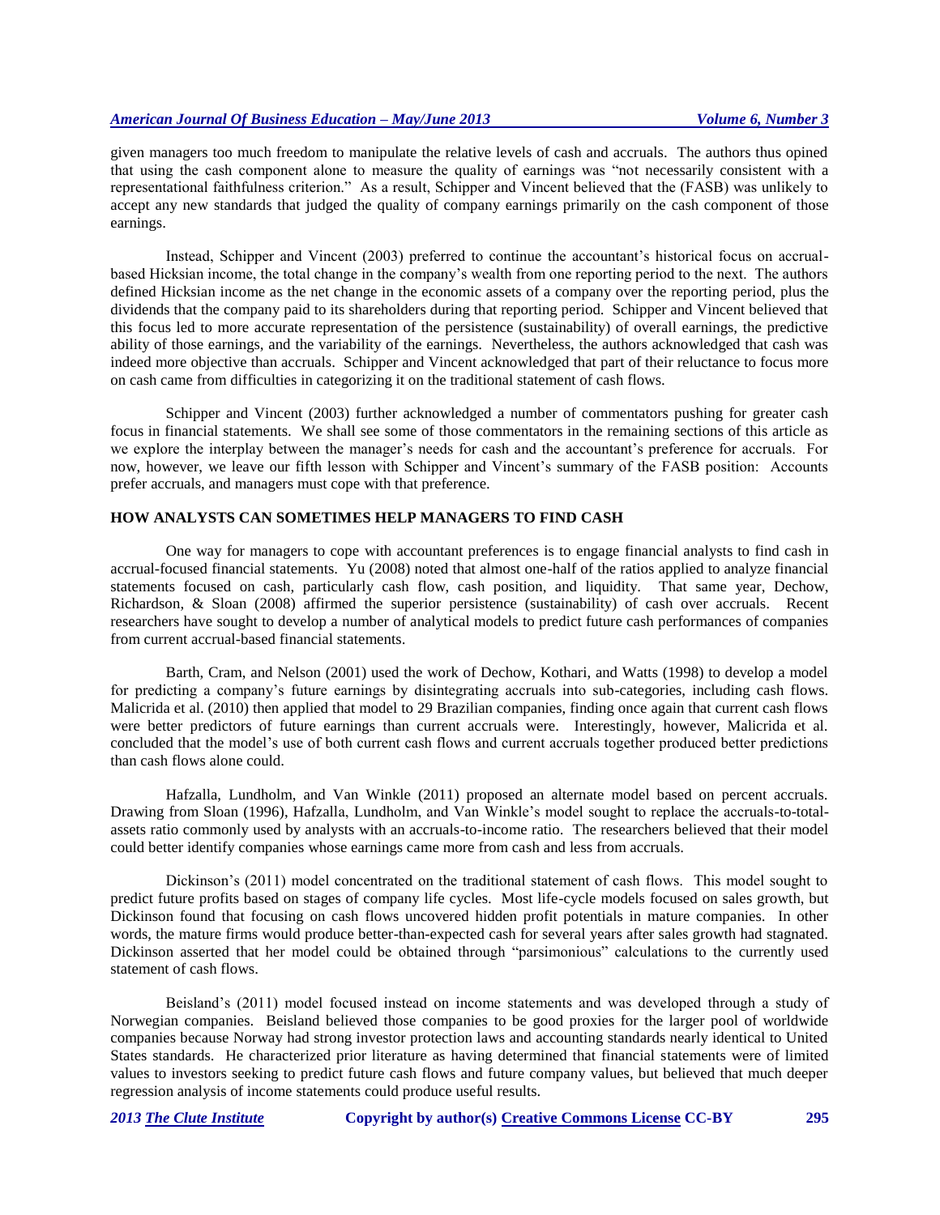given managers too much freedom to manipulate the relative levels of cash and accruals. The authors thus opined that using the cash component alone to measure the quality of earnings was "not necessarily consistent with a representational faithfulness criterion." As a result, Schipper and Vincent believed that the (FASB) was unlikely to accept any new standards that judged the quality of company earnings primarily on the cash component of those earnings.

Instead, Schipper and Vincent (2003) preferred to continue the accountant's historical focus on accrual-based Hicksian income, the total change in the company's wealth from one reporting period to the next. The authors defined Hicksian income as the net change in the economic assets of a company over the reporting period, plus the dividends that the company paid to its shareholders during that reporting period. Schipper and Vincent believed that this focus led to more accurate representation of the persistence (sustainability) of overall earnings, the predictive ability of those earnings, and the variability of the earnings. Nevertheless, the authors acknowledged that cash was indeed more objective than accruals. Schipper and Vincent acknowledged that part of their reluctance to focus more on cash came from difficulties in categorizing it on the traditional statement of cash flows.

Schipper and Vincent (2003) further acknowledged a number of commentators pushing for greater cash focus in financial statements. We shall see some of those commentators in the remaining sections of this article as we explore the interplay between the manager's needs for cash and the accountant's preference for accruals. For now, however, we leave our fifth lesson with Schipper and Vincent's summary of the FASB position: Accounts prefer accruals, and managers must cope with that preference.

## HOW ANALYSTS CAN SOMETIMES HELP MANAGERS TO FIND CASH

One way for managers to cope with accountant preferences is to engage financial analysts to find cash in accrual-focused financial statements. Yu (2008) noted that almost one-half of the ratios applied to analyze financial statements focused on cash, particularly cash flow, cash position, and liquidity. That same year, Dechow, Richardson, & Sloan (2008) affirmed the superior persistence (sustainability) of cash over accruals. Recent researchers have sought to develop a number of analytical models to predict future cash performances of companies from current accrual-based financial statements.

Barth, Cram, and Nelson (2001) used the work of Dechow, Kothari, and Watts (1998) to develop a model for predicting a company's future earnings by disintegrating accruals into sub-categories, including cash flows. Malicrida et al. (2010) then applied that model to 29 Brazilian companies, finding once again that current cash flows were better predictors of future earnings than current accruals were. Interestingly, however, Malicrida et al. concluded that the model's use of both current cash flows and current accruals together produced better predictions than cash flows alone could.

Hafzalla, Lundholm, and Van Winkle (2011) proposed an alternate model based on percent accruals. Drawing from Sloan (1996), Hafzalla, Lundholm, and Van Winkle's model sought to replace the accruals-to-total-assets ratio commonly used by analysts with an accruals-to-income ratio. The researchers believed that their model could better identify companies whose earnings came more from cash and less from accruals.

Dickinson's (2011) model concentrated on the traditional statement of cash flows. This model sought to predict future profits based on stages of company life cycles. Most life-cycle models focused on sales growth, but Dickinson found that focusing on cash flows uncovered hidden profit potentials in mature companies. In other words, the mature firms would produce better-than-expected cash for several years after sales growth had stagnated. Dickinson asserted that her model could be obtained through "parsimonious" calculations to the currently used statement of cash flows.

Beisland's (2011) model focused instead on income statements and was developed through a study of Norwegian companies. Beisland believed those companies to be good proxies for the larger pool of worldwide companies because Norway had strong investor protection laws and accounting standards nearly identical to United States standards. He characterized prior literature as having determined that financial statements were of limited values to investors seeking to predict future cash flows and future company values, but believed that much deeper regression analysis of income statements could produce useful results.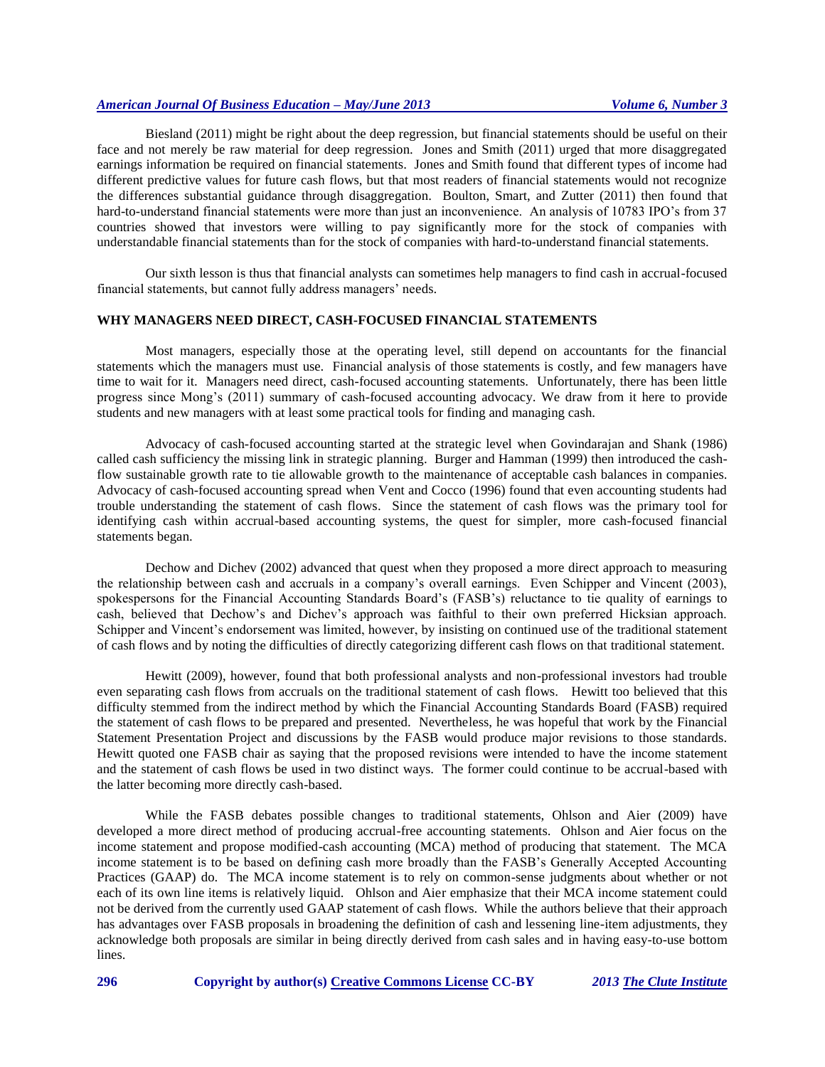Biesland (2011) might be right about the deep regression, but financial statements should be useful on their face and not merely be raw material for deep regression. Jones and Smith (2011) urged that more disaggregated earnings information be required on financial statements. Jones and Smith found that different types of income had different predictive values for future cash flows, but that most readers of financial statements would not recognize the differences substantial guidance through disaggregation. Boulton, Smart, and Zutter (2011) then found that hard-to-understand financial statements were more than just an inconvenience. An analysis of 10783 IPO's from 37 countries showed that investors were willing to pay significantly more for the stock of companies with understandable financial statements than for the stock of companies with hard-to-understand financial statements.

Our sixth lesson is thus that financial analysts can sometimes help managers to find cash in accrual-focused financial statements, but cannot fully address managers' needs.

## WHY MANAGERS NEED DIRECT, CASH-FOCUSED FINANCIAL STATEMENTS

Most managers, especially those at the operating level, still depend on accountants for the financial statements which the managers must use. Financial analysis of those statements is costly, and few managers have time to wait for it. Managers need direct, cash-focused accounting statements. Unfortunately, there has been little progress since Mong's (2011) summary of cash-focused accounting advocacy. We draw from it here to provide students and new managers with at least some practical tools for finding and managing cash.

Advocacy of cash-focused accounting started at the strategic level when Govindarajan and Shank (1986) called cash sufficiency the missing link in strategic planning. Burger and Hamman (1999) then introduced the cash-flow sustainable growth rate to tie allowable growth to the maintenance of acceptable cash balances in companies. Advocacy of cash-focused accounting spread when Vent and Cocco (1996) found that even accounting students had trouble understanding the statement of cash flows. Since the statement of cash flows was the primary tool for identifying cash within accrual-based accounting systems, the quest for simpler, more cash-focused financial statements began.

Dechow and Dichev (2002) advanced that quest when they proposed a more direct approach to measuring the relationship between cash and accruals in a company's overall earnings. Even Schipper and Vincent (2003), spokespersons for the Financial Accounting Standards Board's (FASB's) reluctance to tie quality of earnings to cash, believed that Dechow's and Dichev's approach was faithful to their own preferred Hicksian approach. Schipper and Vincent's endorsement was limited, however, by insisting on continued use of the traditional statement of cash flows and by noting the difficulties of directly categorizing different cash flows on that traditional statement.

Hewitt (2009), however, found that both professional analysts and non-professional investors had trouble even separating cash flows from accruals on the traditional statement of cash flows. Hewitt too believed that this difficulty stemmed from the indirect method by which the Financial Accounting Standards Board (FASB) required the statement of cash flows to be prepared and presented. Nevertheless, he was hopeful that work by the Financial Statement Presentation Project and discussions by the FASB would produce major revisions to those standards. Hewitt quoted one FASB chair as saying that the proposed revisions were intended to have the income statement and the statement of cash flows be used in two distinct ways. The former could continue to be accrual-based with the latter becoming more directly cash-based.

While the FASB debates possible changes to traditional statements, Ohlson and Aier (2009) have developed a more direct method of producing accrual-free accounting statements. Ohlson and Aier focus on the income statement and propose modified-cash accounting (MCA) method of producing that statement. The MCA income statement is to be based on defining cash more broadly than the FASB's Generally Accepted Accounting Practices (GAAP) do. The MCA income statement is to rely on common-sense judgments about whether or not each of its own line items is relatively liquid. Ohlson and Aier emphasize that their MCA income statement could not be derived from the currently used GAAP statement of cash flows. While the authors believe that their approach has advantages over FASB proposals in broadening the definition of cash and lessening line-item adjustments, they acknowledge both proposals are similar in being directly derived from cash sales and in having easy-to-use bottom lines.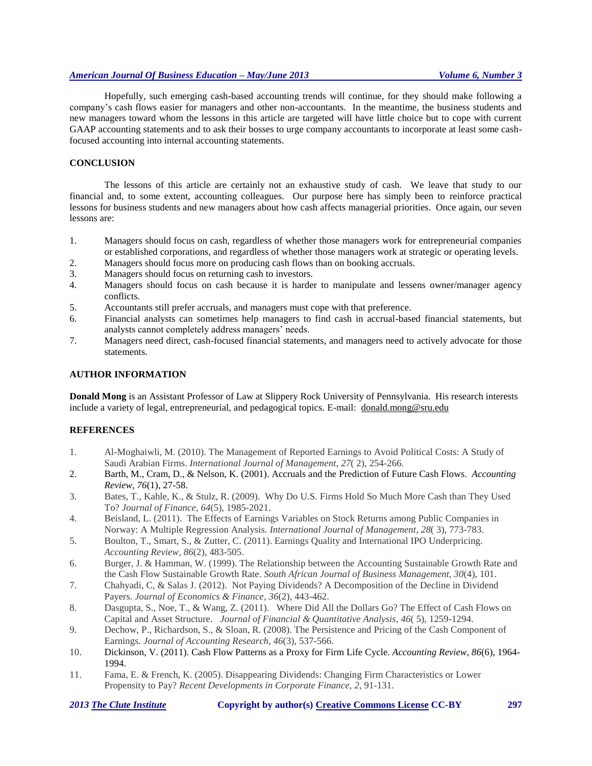Hopefully, such emerging cash-based accounting trends will continue, for they should make following a company's cash flows easier for managers and other non-accountants. In the meantime, the business students and new managers toward whom the lessons in this article are targeted will have little choice but to cope with current GAAP accounting statements and to ask their bosses to urge company accountants to incorporate at least some cash-focused accounting into internal accounting statements.

## CONCLUSION

The lessons of this article are certainly not an exhaustive study of cash. We leave that study to our financial and, to some extent, accounting colleagues. Our purpose here has simply been to reinforce practical lessons for business students and new managers about how cash affects managerial priorities. Once again, our seven lessons are:

1. Managers should focus on cash, regardless of whether those managers work for entrepreneurial companies or established corporations, and regardless of whether those managers work at strategic or operating levels.
2. Managers should focus more on producing cash flows than on booking accruals.
3. Managers should focus on returning cash to investors.
4. Managers should focus on cash because it is harder to manipulate and lessens owner/manager agency conflicts.
5. Accountants still prefer accruals, and managers must cope with that preference.
6. Financial analysts can sometimes help managers to find cash in accrual-based financial statements, but analysts cannot completely address managers' needs.
7. Managers need direct, cash-focused financial statements, and managers need to actively advocate for those statements.

## AUTHOR INFORMATION

**Donald Mong** is an Assistant Professor of Law at Slippery Rock University of Pennsylvania. His research interests include a variety of legal, entrepreneurial, and pedagogical topics. E-mail: donald.mong@sru.edu

## REFERENCES

1. Al-Moghaiwli, M. (2010). The Management of Reported Earnings to Avoid Political Costs: A Study of Saudi Arabian Firms. *International Journal of Management, 27*( 2), 254-266.
2. Barth, M., Cram, D., & Nelson, K. (2001). Accruals and the Prediction of Future Cash Flows. *Accounting Review, 76*(1), 27-58.
3. Bates, T., Kahle, K., & Stulz, R. (2009). Why Do U.S. Firms Hold So Much More Cash than They Used To? *Journal of Finance, 64*(5), 1985-2021.
4. Beisland, L. (2011). The Effects of Earnings Variables on Stock Returns among Public Companies in Norway: A Multiple Regression Analysis. *International Journal of Management, 28*( 3), 773-783.
5. Boulton, T., Smart, S., & Zutter, C. (2011). Earnings Quality and International IPO Underpricing. *Accounting Review, 86*(2), 483-505.
6. Burger, J. & Hamman, W. (1999). The Relationship between the Accounting Sustainable Growth Rate and the Cash Flow Sustainable Growth Rate. *South African Journal of Business Management, 30*(4), 101.
7. Chahyadi, C, & Salas J. (2012). Not Paying Dividends? A Decomposition of the Decline in Dividend Payers. *Journal of Economics & Finance, 36*(2), 443-462.
8. Dasgupta, S., Noe, T., & Wang, Z. (2011). Where Did All the Dollars Go? The Effect of Cash Flows on Capital and Asset Structure. *Journal of Financial & Quantitative Analysis, 46*( 5), 1259-1294.
9. Dechow, P., Richardson, S., & Sloan, R. (2008). The Persistence and Pricing of the Cash Component of Earnings. *Journal of Accounting Research, 46*(3), 537-566.
10. Dickinson, V. (2011). Cash Flow Patterns as a Proxy for Firm Life Cycle. *Accounting Review, 86*(6), 1964-1994.
11. Fama, E. & French, K. (2005). Disappearing Dividends: Changing Firm Characteristics or Lower Propensity to Pay? *Recent Developments in Corporate Finance, 2*, 91-131.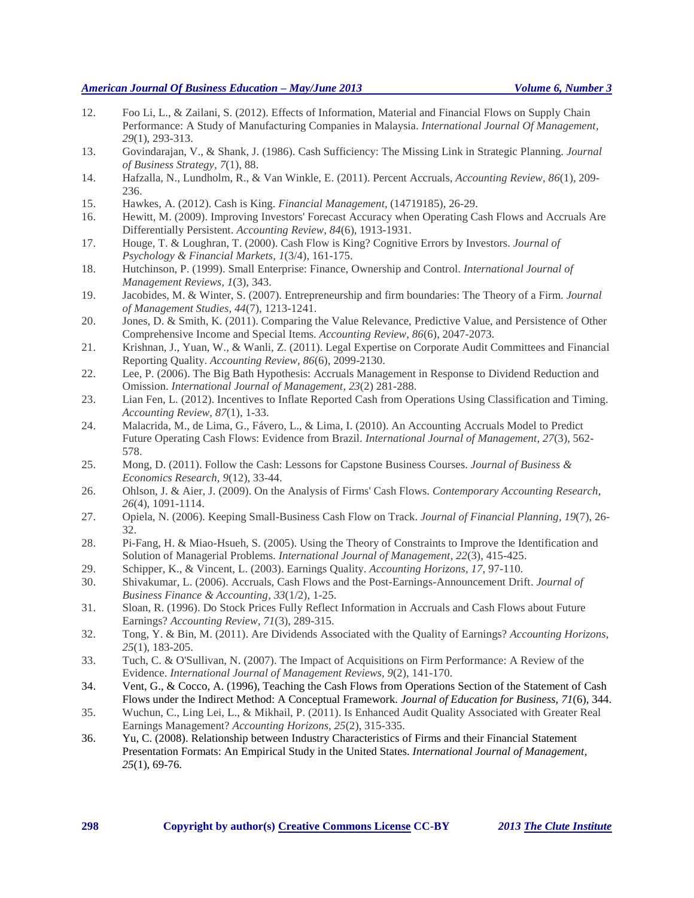12. Foo Li, L., & Zailani, S. (2012). Effects of Information, Material and Financial Flows on Supply Chain Performance: A Study of Manufacturing Companies in Malaysia. *International Journal Of Management, 29*(1), 293-313.
13. Govindarajan, V., & Shank, J. (1986). Cash Sufficiency: The Missing Link in Strategic Planning. *Journal of Business Strategy, 7*(1), 88.
14. Hafzalla, N., Lundholm, R., & Van Winkle, E. (2011). Percent Accruals, *Accounting Review, 86*(1), 209-236.
15. Hawkes, A. (2012). Cash is King. *Financial Management,* (14719185), 26-29.
16. Hewitt, M. (2009). Improving Investors' Forecast Accuracy when Operating Cash Flows and Accruals Are Differentially Persistent. *Accounting Review, 84*(6), 1913-1931.
17. Houge, T. & Loughran, T. (2000). Cash Flow is King? Cognitive Errors by Investors. *Journal of Psychology & Financial Markets, 1*(3/4), 161-175.
18. Hutchinson, P. (1999). Small Enterprise: Finance, Ownership and Control. *International Journal of Management Reviews, 1*(3), 343.
19. Jacobides, M. & Winter, S. (2007). Entrepreneurship and firm boundaries: The Theory of a Firm. *Journal of Management Studies, 44*(7), 1213-1241.
20. Jones, D. & Smith, K. (2011). Comparing the Value Relevance, Predictive Value, and Persistence of Other Comprehensive Income and Special Items. *Accounting Review, 86*(6), 2047-2073.
21. Krishnan, J., Yuan, W., & Wanli, Z. (2011). Legal Expertise on Corporate Audit Committees and Financial Reporting Quality. *Accounting Review, 86*(6), 2099-2130.
22. Lee, P. (2006). The Big Bath Hypothesis: Accruals Management in Response to Dividend Reduction and Omission. *International Journal of Management, 23*(2) 281-288.
23. Lian Fen, L. (2012). Incentives to Inflate Reported Cash from Operations Using Classification and Timing. *Accounting Review, 87*(1), 1-33.
24. Malacrida, M., de Lima, G., Fávero, L., & Lima, I. (2010). An Accounting Accruals Model to Predict Future Operating Cash Flows: Evidence from Brazil. *International Journal of Management, 27*(3), 562-578.
25. Mong, D. (2011). Follow the Cash: Lessons for Capstone Business Courses. *Journal of Business & Economics Research, 9*(12), 33-44.
26. Ohlson, J. & Aier, J. (2009). On the Analysis of Firms' Cash Flows. *Contemporary Accounting Research, 26*(4), 1091-1114.
27. Opiela, N. (2006). Keeping Small-Business Cash Flow on Track. *Journal of Financial Planning, 19*(7), 26-32.
28. Pi-Fang, H. & Miao-Hsueh, S. (2005). Using the Theory of Constraints to Improve the Identification and Solution of Managerial Problems. *International Journal of Management, 22*(3), 415-425.
29. Schipper, K., & Vincent, L. (2003). Earnings Quality. *Accounting Horizons, 17*, 97-110.
30. Shivakumar, L. (2006). Accruals, Cash Flows and the Post-Earnings-Announcement Drift. *Journal of Business Finance & Accounting, 33*(1/2), 1-25.
31. Sloan, R. (1996). Do Stock Prices Fully Reflect Information in Accruals and Cash Flows about Future Earnings? *Accounting Review, 71*(3), 289-315.
32. Tong, Y. & Bin, M. (2011). Are Dividends Associated with the Quality of Earnings? *Accounting Horizons, 25*(1), 183-205.
33. Tuch, C. & O'Sullivan, N. (2007). The Impact of Acquisitions on Firm Performance: A Review of the Evidence. *International Journal of Management Reviews, 9*(2), 141-170.
34. Vent, G., & Cocco, A. (1996), Teaching the Cash Flows from Operations Section of the Statement of Cash Flows under the Indirect Method: A Conceptual Framework. *Journal of Education for Business, 71*(6), 344.
35. Wuchun, C., Ling Lei, L., & Mikhail, P. (2011). Is Enhanced Audit Quality Associated with Greater Real Earnings Management? *Accounting Horizons, 25*(2), 315-335.
36. Yu, C. (2008). Relationship between Industry Characteristics of Firms and their Financial Statement Presentation Formats: An Empirical Study in the United States. *International Journal of Management, 25*(1), 69-76.